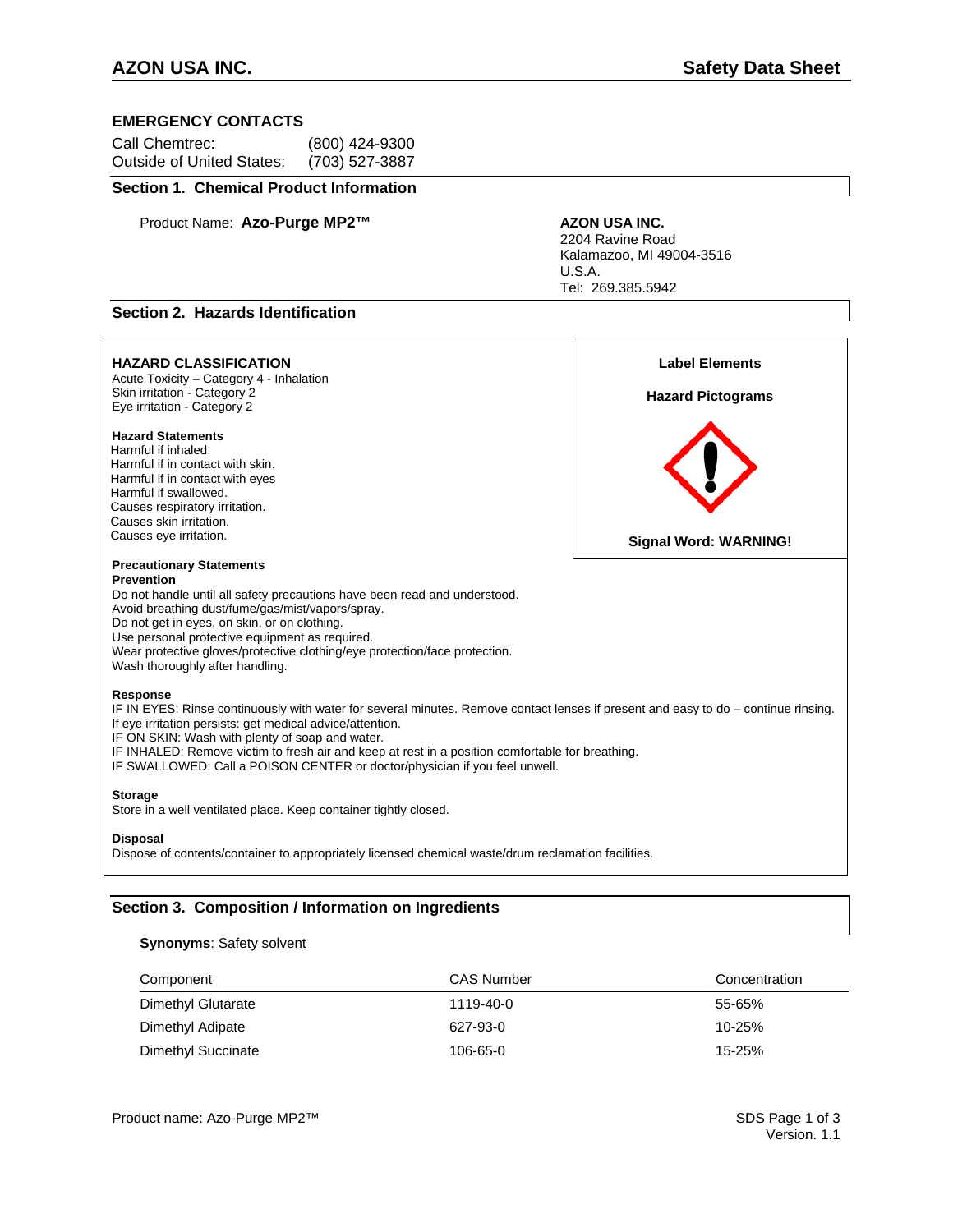# AZON USA INC. — Safety Data Sheet

## EMERGENCY CONTACTS

Call Chemtrec: (800) 424-9300
Outside of United States: (703) 527-3887

## Section 1. Chemical Product Information

Product Name: **Azo-Purge MP2™**

**AZON USA INC.**
2204 Ravine Road
Kalamazoo, MI 49004-3516
U.S.A.
Tel: 269.385.5942

## Section 2. Hazards Identification

### HAZARD CLASSIFICATION

Acute Toxicity – Category 4 - Inhalation
Skin irritation - Category 2
Eye irritation - Category 2

**Hazard Statements**

Harmful if inhaled.
Harmful if in contact with skin.
Harmful if in contact with eyes
Harmful if swallowed.
Causes respiratory irritation.
Causes skin irritation.
Causes eye irritation.

**Label Elements**

**Hazard Pictograms**

**Signal Word: WARNING!**

**Precautionary Statements**

**Prevention**

Do not handle until all safety precautions have been read and understood.
Avoid breathing dust/fume/gas/mist/vapors/spray.
Do not get in eyes, on skin, or on clothing.
Use personal protective equipment as required.
Wear protective gloves/protective clothing/eye protection/face protection.
Wash thoroughly after handling.

**Response**

IF IN EYES: Rinse continuously with water for several minutes. Remove contact lenses if present and easy to do – continue rinsing.
If eye irritation persists: get medical advice/attention.
IF ON SKIN: Wash with plenty of soap and water.
IF INHALED: Remove victim to fresh air and keep at rest in a position comfortable for breathing.
IF SWALLOWED: Call a POISON CENTER or doctor/physician if you feel unwell.

**Storage**

Store in a well ventilated place. Keep container tightly closed.

**Disposal**

Dispose of contents/container to appropriately licensed chemical waste/drum reclamation facilities.

## Section 3. Composition / Information on Ingredients

**Synonyms**: Safety solvent

| Component | CAS Number | Concentration |
|---|---|---|
| Dimethyl Glutarate | 1119-40-0 | 55-65% |
| Dimethyl Adipate | 627-93-0 | 10-25% |
| Dimethyl Succinate | 106-65-0 | 15-25% |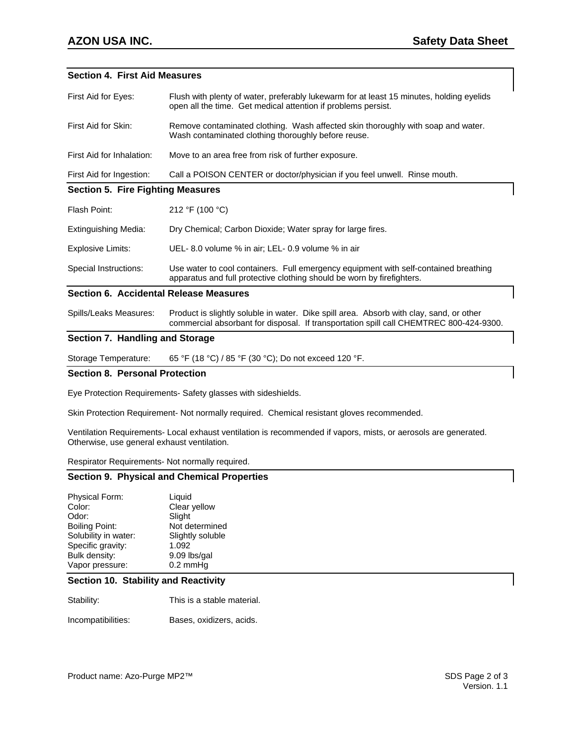## Section 4. First Aid Measures

| | |
|---|---|
| First Aid for Eyes: | Flush with plenty of water, preferably lukewarm for at least 15 minutes, holding eyelids open all the time. Get medical attention if problems persist. |
| First Aid for Skin: | Remove contaminated clothing. Wash affected skin thoroughly with soap and water. Wash contaminated clothing thoroughly before reuse. |
| First Aid for Inhalation: | Move to an area free from risk of further exposure. |
| First Aid for Ingestion: | Call a POISON CENTER or doctor/physician if you feel unwell. Rinse mouth. |

## Section 5. Fire Fighting Measures

| | |
|---|---|
| Flash Point: | 212 °F (100 °C) |
| Extinguishing Media: | Dry Chemical; Carbon Dioxide; Water spray for large fires. |
| Explosive Limits: | UEL- 8.0 volume % in air; LEL- 0.9 volume % in air |
| Special Instructions: | Use water to cool containers. Full emergency equipment with self-contained breathing apparatus and full protective clothing should be worn by firefighters. |

## Section 6. Accidental Release Measures

| | |
|---|---|
| Spills/Leaks Measures: | Product is slightly soluble in water. Dike spill area. Absorb with clay, sand, or other commercial absorbant for disposal. If transportation spill call CHEMTREC 800-424-9300. |

## Section 7. Handling and Storage

| | |
|---|---|
| Storage Temperature: | 65 °F (18 °C) / 85 °F (30 °C); Do not exceed 120 °F. |

## Section 8. Personal Protection

Eye Protection Requirements- Safety glasses with sideshields.

Skin Protection Requirement- Not normally required. Chemical resistant gloves recommended.

Ventilation Requirements- Local exhaust ventilation is recommended if vapors, mists, or aerosols are generated. Otherwise, use general exhaust ventilation.

Respirator Requirements- Not normally required.

## Section 9. Physical and Chemical Properties

| | |
|---|---|
| Physical Form: | Liquid |
| Color: | Clear yellow |
| Odor: | Slight |
| Boiling Point: | Not determined |
| Solubility in water: | Slightly soluble |
| Specific gravity: | 1.092 |
| Bulk density: | 9.09 lbs/gal |
| Vapor pressure: | 0.2 mmHg |

## Section 10. Stability and Reactivity

| | |
|---|---|
| Stability: | This is a stable material. |
| Incompatibilities: | Bases, oxidizers, acids. |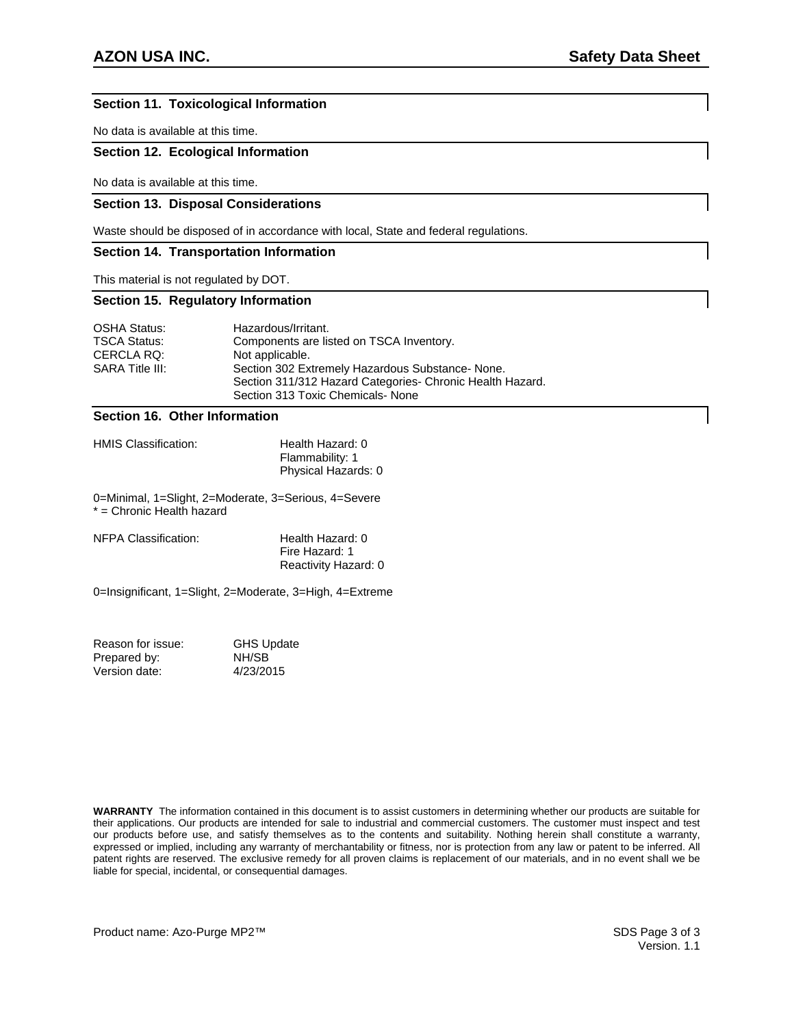## Section 11. Toxicological Information

No data is available at this time.

## Section 12. Ecological Information

No data is available at this time.

## Section 13. Disposal Considerations

Waste should be disposed of in accordance with local, State and federal regulations.

## Section 14. Transportation Information

This material is not regulated by DOT.

## Section 15. Regulatory Information

| | |
|---|---|
| OSHA Status: | Hazardous/Irritant. |
| TSCA Status: | Components are listed on TSCA Inventory. |
| CERCLA RQ: | Not applicable. |
| SARA Title III: | Section 302 Extremely Hazardous Substance- None.<br>Section 311/312 Hazard Categories- Chronic Health Hazard.<br>Section 313 Toxic Chemicals- None |

## Section 16. Other Information

HMIS Classification:
- Health Hazard: 0
- Flammability: 1
- Physical Hazards: 0

0=Minimal, 1=Slight, 2=Moderate, 3=Serious, 4=Severe
* = Chronic Health hazard

NFPA Classification:
- Health Hazard: 0
- Fire Hazard: 1
- Reactivity Hazard: 0

0=Insignificant, 1=Slight, 2=Moderate, 3=High, 4=Extreme

| | |
|---|---|
| Reason for issue: | GHS Update |
| Prepared by: | NH/SB |
| Version date: | 4/23/2015 |

**WARRANTY** The information contained in this document is to assist customers in determining whether our products are suitable for their applications. Our products are intended for sale to industrial and commercial customers. The customer must inspect and test our products before use, and satisfy themselves as to the contents and suitability. Nothing herein shall constitute a warranty, expressed or implied, including any warranty of merchantability or fitness, nor is protection from any law or patent to be inferred. All patent rights are reserved. The exclusive remedy for all proven claims is replacement of our materials, and in no event shall we be liable for special, incidental, or consequential damages.